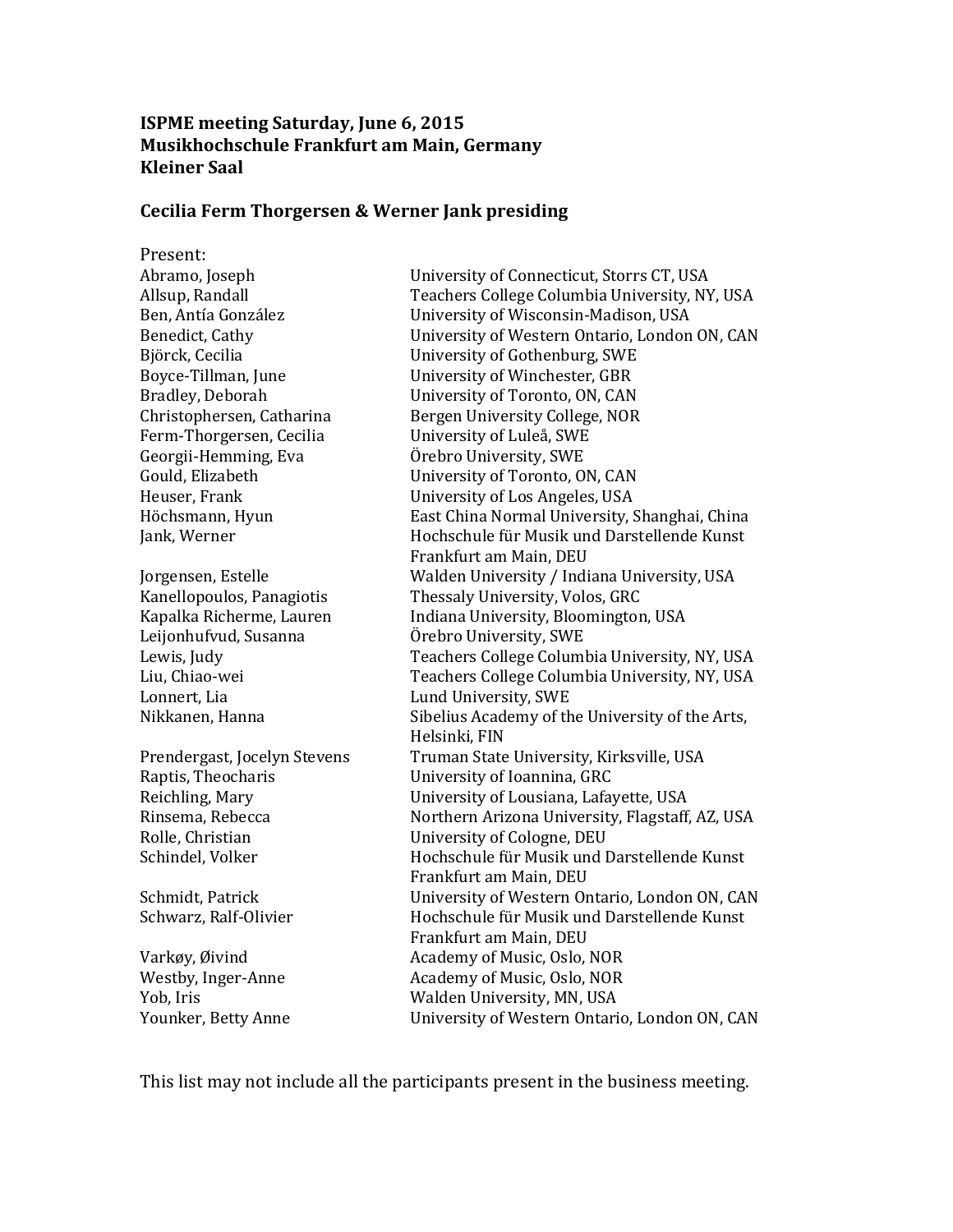**ISPME meeting Saturday, June 6, 2015**
**Musikhochschule Frankfurt am Main, Germany**
**Kleiner Saal**

**Cecilia Ferm Thorgersen & Werner Jank presiding**

Present:

| | |
|---|---|
| Abramo, Joseph | University of Connecticut, Storrs CT, USA |
| Allsup, Randall | Teachers College Columbia University, NY, USA |
| Ben, Antía González | University of Wisconsin-Madison, USA |
| Benedict, Cathy | University of Western Ontario, London ON, CAN |
| Björck, Cecilia | University of Gothenburg, SWE |
| Boyce-Tillman, June | University of Winchester, GBR |
| Bradley, Deborah | University of Toronto, ON, CAN |
| Christophersen, Catharina | Bergen University College, NOR |
| Ferm-Thorgersen, Cecilia | University of Luleå, SWE |
| Georgii-Hemming, Eva | Örebro University, SWE |
| Gould, Elizabeth | University of Toronto, ON, CAN |
| Heuser, Frank | University of Los Angeles, USA |
| Höchsmann, Hyun | East China Normal University, Shanghai, China |
| Jank, Werner | Hochschule für Musik und Darstellende Kunst Frankfurt am Main, DEU |
| Jorgensen, Estelle | Walden University / Indiana University, USA |
| Kanellopoulos, Panagiotis | Thessaly University, Volos, GRC |
| Kapalka Richerme, Lauren | Indiana University, Bloomington, USA |
| Leijonhufvud, Susanna | Örebro University, SWE |
| Lewis, Judy | Teachers College Columbia University, NY, USA |
| Liu, Chiao-wei | Teachers College Columbia University, NY, USA |
| Lonnert, Lia | Lund University, SWE |
| Nikkanen, Hanna | Sibelius Academy of the University of the Arts, Helsinki, FIN |
| Prendergast, Jocelyn Stevens | Truman State University, Kirksville, USA |
| Raptis, Theocharis | University of Ioannina, GRC |
| Reichling, Mary | University of Lousiana, Lafayette, USA |
| Rinsema, Rebecca | Northern Arizona University, Flagstaff, AZ, USA |
| Rolle, Christian | University of Cologne, DEU |
| Schindel, Volker | Hochschule für Musik und Darstellende Kunst Frankfurt am Main, DEU |
| Schmidt, Patrick | University of Western Ontario, London ON, CAN |
| Schwarz, Ralf-Olivier | Hochschule für Musik und Darstellende Kunst Frankfurt am Main, DEU |
| Varkøy, Øivind | Academy of Music, Oslo, NOR |
| Westby, Inger-Anne | Academy of Music, Oslo, NOR |
| Yob, Iris | Walden University, MN, USA |
| Younker, Betty Anne | University of Western Ontario, London ON, CAN |

This list may not include all the participants present in the business meeting.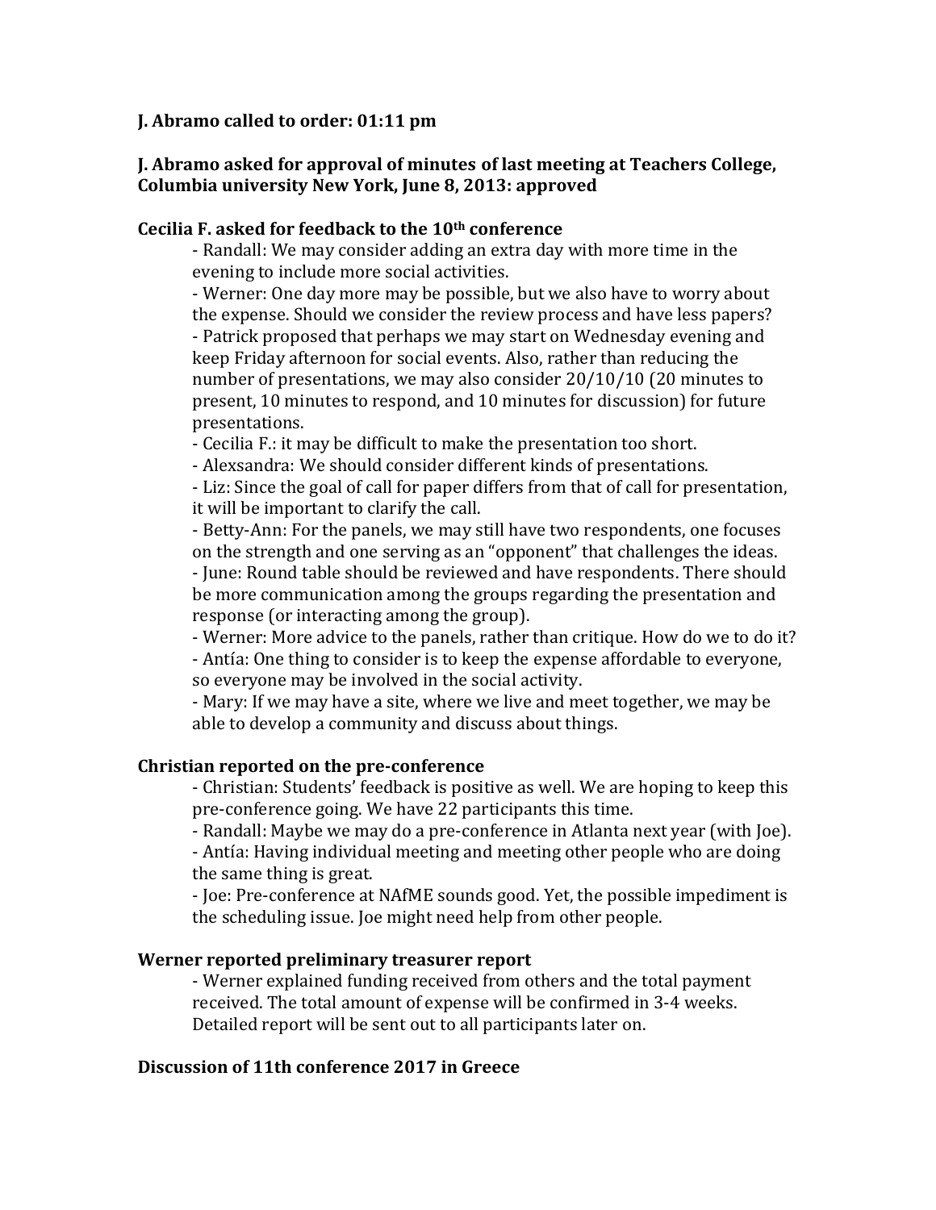**J. Abramo called to order: 01:11 pm**

**J. Abramo asked for approval of minutes of last meeting at Teachers College, Columbia university New York, June 8, 2013: approved**

**Cecilia F. asked for feedback to the 10th conference**

- Randall: We may consider adding an extra day with more time in the evening to include more social activities.
- Werner: One day more may be possible, but we also have to worry about the expense. Should we consider the review process and have less papers?
- Patrick proposed that perhaps we may start on Wednesday evening and keep Friday afternoon for social events. Also, rather than reducing the number of presentations, we may also consider 20/10/10 (20 minutes to present, 10 minutes to respond, and 10 minutes for discussion) for future presentations.
- Cecilia F.: it may be difficult to make the presentation too short.
- Alexsandra: We should consider different kinds of presentations.
- Liz: Since the goal of call for paper differs from that of call for presentation, it will be important to clarify the call.
- Betty-Ann: For the panels, we may still have two respondents, one focuses on the strength and one serving as an "opponent" that challenges the ideas.
- June: Round table should be reviewed and have respondents. There should be more communication among the groups regarding the presentation and response (or interacting among the group).
- Werner: More advice to the panels, rather than critique. How do we to do it?
- Antía: One thing to consider is to keep the expense affordable to everyone, so everyone may be involved in the social activity.
- Mary: If we may have a site, where we live and meet together, we may be able to develop a community and discuss about things.

**Christian reported on the pre-conference**

- Christian: Students' feedback is positive as well. We are hoping to keep this pre-conference going. We have 22 participants this time.
- Randall: Maybe we may do a pre-conference in Atlanta next year (with Joe).
- Antía: Having individual meeting and meeting other people who are doing the same thing is great.
- Joe: Pre-conference at NAfME sounds good. Yet, the possible impediment is the scheduling issue. Joe might need help from other people.

**Werner reported preliminary treasurer report**

- Werner explained funding received from others and the total payment received. The total amount of expense will be confirmed in 3-4 weeks. Detailed report will be sent out to all participants later on.

**Discussion of 11th conference 2017 in Greece**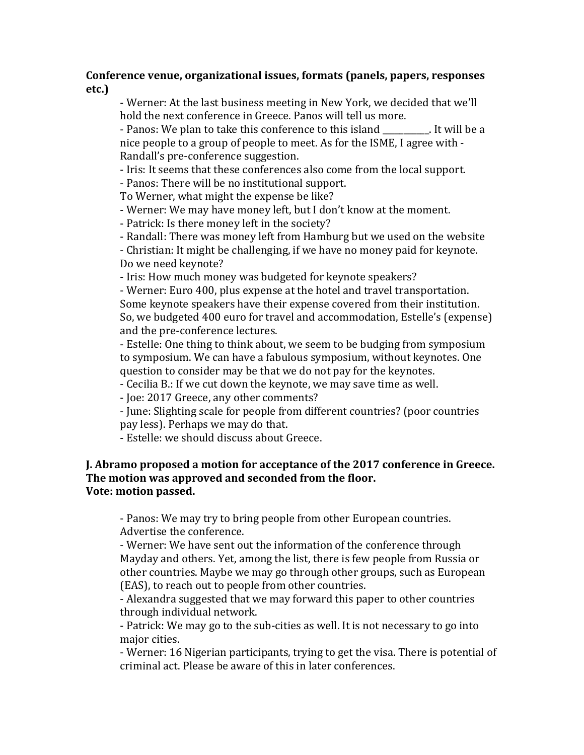**Conference venue, organizational issues, formats (panels, papers, responses etc.)**

- Werner: At the last business meeting in New York, we decided that we'll hold the next conference in Greece. Panos will tell us more.
- Panos: We plan to take this conference to this island ___________. It will be a nice people to a group of people to meet. As for the ISME, I agree with - Randall's pre-conference suggestion.
- Iris: It seems that these conferences also come from the local support.
- Panos: There will be no institutional support.
To Werner, what might the expense be like?
- Werner: We may have money left, but I don't know at the moment.
- Patrick: Is there money left in the society?
- Randall: There was money left from Hamburg but we used on the website
- Christian: It might be challenging, if we have no money paid for keynote. Do we need keynote?
- Iris: How much money was budgeted for keynote speakers?
- Werner: Euro 400, plus expense at the hotel and travel transportation. Some keynote speakers have their expense covered from their institution. So, we budgeted 400 euro for travel and accommodation, Estelle's (expense) and the pre-conference lectures.
- Estelle: One thing to think about, we seem to be budging from symposium to symposium. We can have a fabulous symposium, without keynotes. One question to consider may be that we do not pay for the keynotes.
- Cecilia B.: If we cut down the keynote, we may save time as well.
- Joe: 2017 Greece, any other comments?
- June: Slighting scale for people from different countries? (poor countries pay less). Perhaps we may do that.
- Estelle: we should discuss about Greece.

**J. Abramo proposed a motion for acceptance of the 2017 conference in Greece. The motion was approved and seconded from the floor.**
**Vote: motion passed.**

- Panos: We may try to bring people from other European countries. Advertise the conference.
- Werner: We have sent out the information of the conference through Mayday and others. Yet, among the list, there is few people from Russia or other countries. Maybe we may go through other groups, such as European (EAS), to reach out to people from other countries.
- Alexandra suggested that we may forward this paper to other countries through individual network.
- Patrick: We may go to the sub-cities as well. It is not necessary to go into major cities.
- Werner: 16 Nigerian participants, trying to get the visa. There is potential of criminal act. Please be aware of this in later conferences.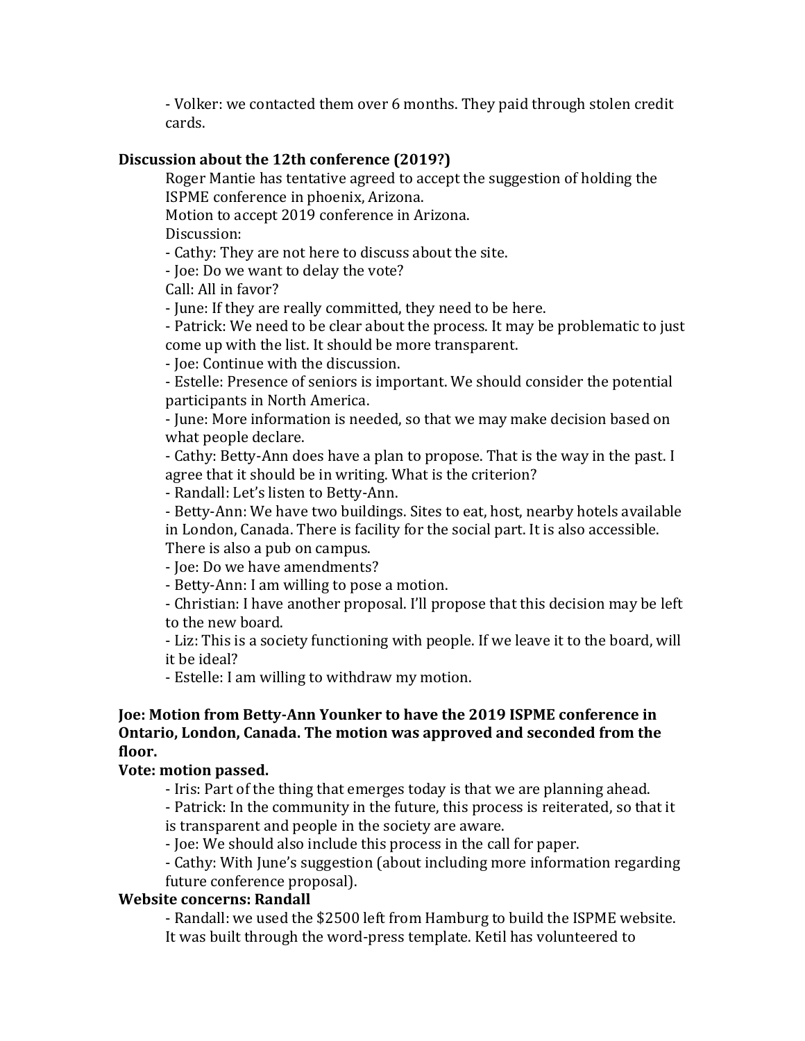- Volker: we contacted them over 6 months. They paid through stolen credit cards.

**Discussion about the 12th conference (2019?)**

Roger Mantie has tentative agreed to accept the suggestion of holding the ISPME conference in phoenix, Arizona.

Motion to accept 2019 conference in Arizona.

Discussion:

- Cathy: They are not here to discuss about the site.
- Joe: Do we want to delay the vote?

Call: All in favor?

- June: If they are really committed, they need to be here.
- Patrick: We need to be clear about the process. It may be problematic to just come up with the list. It should be more transparent.
- Joe: Continue with the discussion.
- Estelle: Presence of seniors is important. We should consider the potential participants in North America.
- June: More information is needed, so that we may make decision based on what people declare.
- Cathy: Betty-Ann does have a plan to propose. That is the way in the past. I agree that it should be in writing. What is the criterion?
- Randall: Let's listen to Betty-Ann.
- Betty-Ann: We have two buildings. Sites to eat, host, nearby hotels available in London, Canada. There is facility for the social part. It is also accessible. There is also a pub on campus.
- Joe: Do we have amendments?
- Betty-Ann: I am willing to pose a motion.
- Christian: I have another proposal. I'll propose that this decision may be left to the new board.
- Liz: This is a society functioning with people. If we leave it to the board, will it be ideal?
- Estelle: I am willing to withdraw my motion.

**Joe: Motion from Betty-Ann Younker to have the 2019 ISPME conference in Ontario, London, Canada. The motion was approved and seconded from the floor.**

**Vote: motion passed.**

- Iris: Part of the thing that emerges today is that we are planning ahead.
- Patrick: In the community in the future, this process is reiterated, so that it is transparent and people in the society are aware.
- Joe: We should also include this process in the call for paper.
- Cathy: With June's suggestion (about including more information regarding future conference proposal).

**Website concerns: Randall**

- Randall: we used the $2500 left from Hamburg to build the ISPME website. It was built through the word-press template. Ketil has volunteered to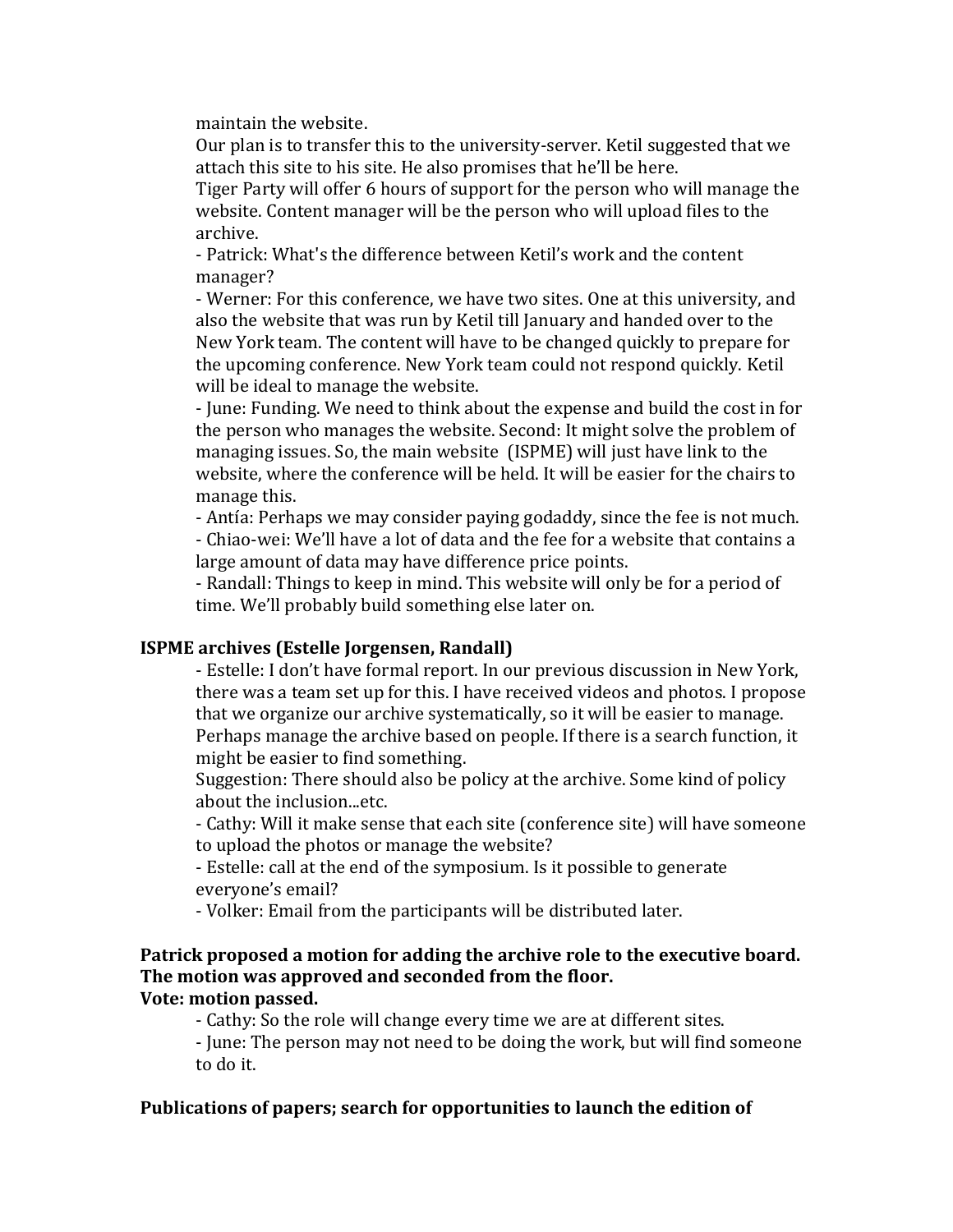maintain the website.

Our plan is to transfer this to the university-server. Ketil suggested that we attach this site to his site. He also promises that he'll be here.

Tiger Party will offer 6 hours of support for the person who will manage the website. Content manager will be the person who will upload files to the archive.

- Patrick: What's the difference between Ketil's work and the content manager?
- Werner: For this conference, we have two sites. One at this university, and also the website that was run by Ketil till January and handed over to the New York team. The content will have to be changed quickly to prepare for the upcoming conference. New York team could not respond quickly. Ketil will be ideal to manage the website.
- June: Funding. We need to think about the expense and build the cost in for the person who manages the website. Second: It might solve the problem of managing issues. So, the main website (ISPME) will just have link to the website, where the conference will be held. It will be easier for the chairs to manage this.
- Antía: Perhaps we may consider paying godaddy, since the fee is not much.
- Chiao-wei: We'll have a lot of data and the fee for a website that contains a large amount of data may have difference price points.
- Randall: Things to keep in mind. This website will only be for a period of time. We'll probably build something else later on.

**ISPME archives (Estelle Jorgensen, Randall)**

- Estelle: I don't have formal report. In our previous discussion in New York, there was a team set up for this. I have received videos and photos. I propose that we organize our archive systematically, so it will be easier to manage. Perhaps manage the archive based on people. If there is a search function, it might be easier to find something.

Suggestion: There should also be policy at the archive. Some kind of policy about the inclusion...etc.

- Cathy: Will it make sense that each site (conference site) will have someone to upload the photos or manage the website?
- Estelle: call at the end of the symposium. Is it possible to generate everyone's email?
- Volker: Email from the participants will be distributed later.

**Patrick proposed a motion for adding the archive role to the executive board. The motion was approved and seconded from the floor.**
**Vote: motion passed.**

- Cathy: So the role will change every time we are at different sites.
- June: The person may not need to be doing the work, but will find someone to do it.

**Publications of papers; search for opportunities to launch the edition of**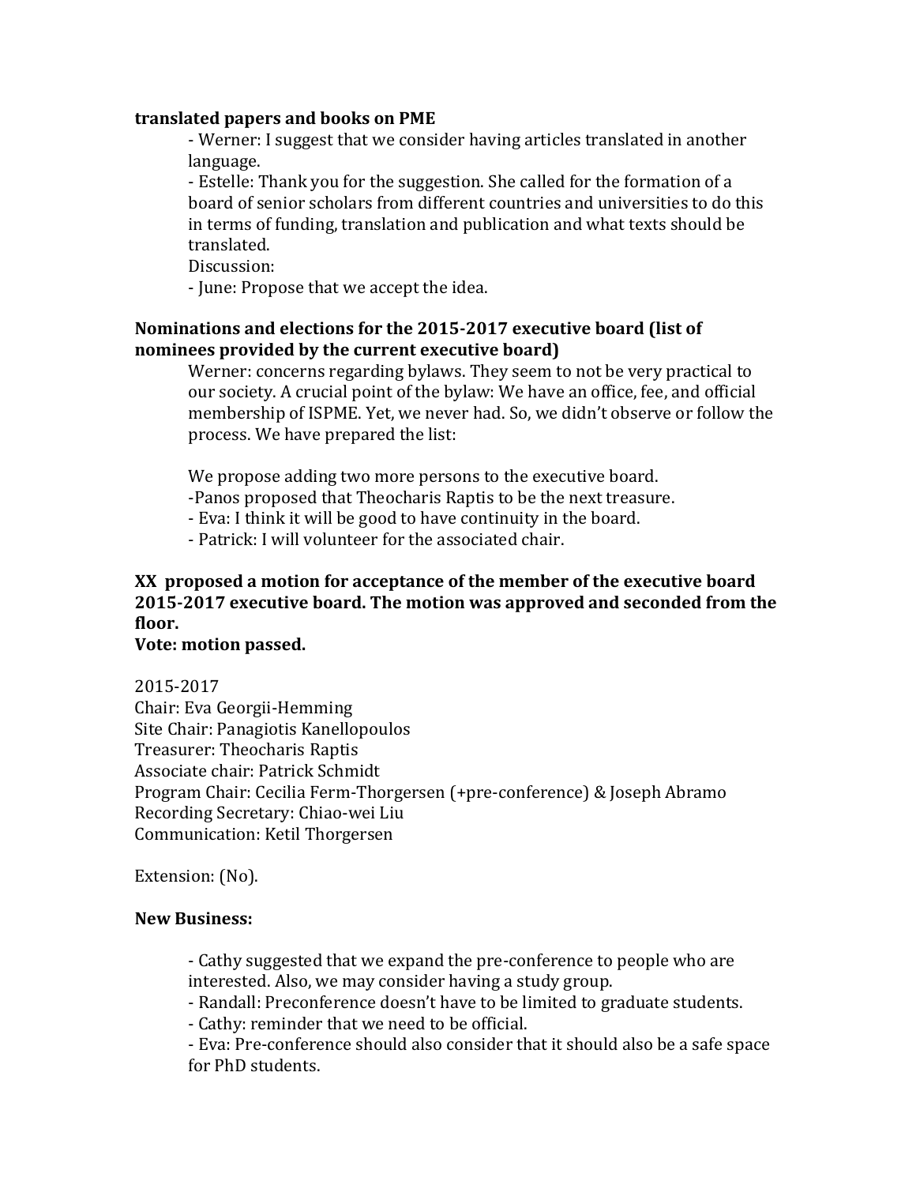**translated papers and books on PME**

- Werner: I suggest that we consider having articles translated in another language.
- Estelle: Thank you for the suggestion. She called for the formation of a board of senior scholars from different countries and universities to do this in terms of funding, translation and publication and what texts should be translated.

Discussion:

- June: Propose that we accept the idea.

**Nominations and elections for the 2015-2017 executive board (list of nominees provided by the current executive board)**

Werner: concerns regarding bylaws. They seem to not be very practical to our society. A crucial point of the bylaw: We have an office, fee, and official membership of ISPME. Yet, we never had. So, we didn't observe or follow the process. We have prepared the list:

We propose adding two more persons to the executive board.

- Panos proposed that Theocharis Raptis to be the next treasure.
- Eva: I think it will be good to have continuity in the board.
- Patrick: I will volunteer for the associated chair.

**XX proposed a motion for acceptance of the member of the executive board 2015-2017 executive board. The motion was approved and seconded from the floor.**

**Vote: motion passed.**

2015-2017
Chair: Eva Georgii-Hemming
Site Chair: Panagiotis Kanellopoulos
Treasurer: Theocharis Raptis
Associate chair: Patrick Schmidt
Program Chair: Cecilia Ferm-Thorgersen (+pre-conference) & Joseph Abramo
Recording Secretary: Chiao-wei Liu
Communication: Ketil Thorgersen

Extension: (No).

**New Business:**

- Cathy suggested that we expand the pre-conference to people who are interested. Also, we may consider having a study group.
- Randall: Preconference doesn't have to be limited to graduate students.
- Cathy: reminder that we need to be official.
- Eva: Pre-conference should also consider that it should also be a safe space for PhD students.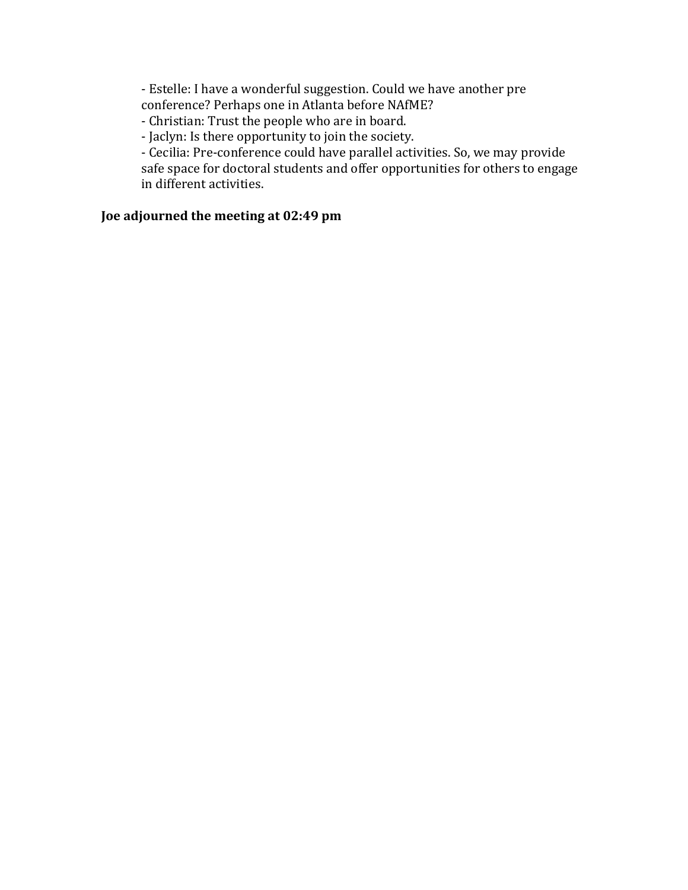- Estelle: I have a wonderful suggestion. Could we have another pre conference? Perhaps one in Atlanta before NAfME?
- Christian: Trust the people who are in board.
- Jaclyn: Is there opportunity to join the society.
- Cecilia: Pre-conference could have parallel activities. So, we may provide safe space for doctoral students and offer opportunities for others to engage in different activities.

**Joe adjourned the meeting at 02:49 pm**